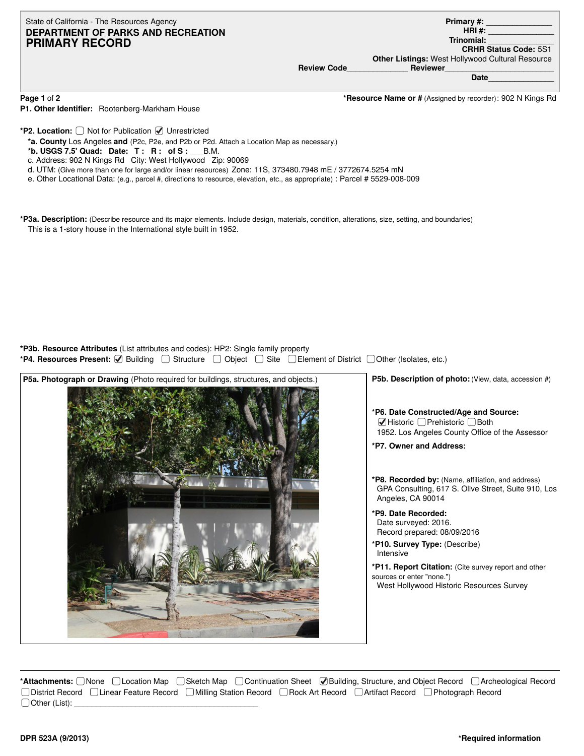State of California - The Resources Agency
**DEPARTMENT OF PARKS AND RECREATION**
# PRIMARY RECORD

**Primary #:** _______________
**HRI #:** _______________
**Trinomial:** _______________
**CRHR Status Code:** 5S1
**Other Listings:** West Hollywood Cultural Resource
**Review Code**_____________ **Reviewer**_______________________
**Date**_______________

**Page 1 of 2**

***Resource Name or #** (Assigned by recorder): 902 N Kings Rd

**P1. Other Identifier:** Rootenberg-Markham House

***P2. Location:** ☐ Not for Publication ☑ Unrestricted

***a. County** Los Angeles **and** (P2c, P2e, and P2b or P2d. Attach a Location Map as necessary.)

***b. USGS 7.5' Quad: Date: T : R : of S :** ___B.M.

c. Address: 902 N Kings Rd City: West Hollywood Zip: 90069

d. UTM: (Give more than one for large and/or linear resources) Zone: 11S, 373480.7948 mE / 3772674.5254 mN

e. Other Locational Data: (e.g., parcel #, directions to resource, elevation, etc., as appropriate) : Parcel # 5529-008-009

***P3a. Description:** (Describe resource and its major elements. Include design, materials, condition, alterations, size, setting, and boundaries)

This is a 1-story house in the International style built in 1952.

***P3b. Resource Attributes** (List attributes and codes): HP2: Single family property

***P4. Resources Present:** ☑ Building ☐ Structure ☐ Object ☐ Site ☐ Element of District ☐ Other (Isolates, etc.)

**P5a. Photograph or Drawing** (Photo required for buildings, structures, and objects.)

**P5b. Description of photo:** (View, data, accession #)

***P6. Date Constructed/Age and Source:**
☑ Historic ☐ Prehistoric ☐ Both
1952. Los Angeles County Office of the Assessor

***P7. Owner and Address:**

***P8. Recorded by:** (Name, affiliation, and address)
GPA Consulting, 617 S. Olive Street, Suite 910, Los Angeles, CA 90014

***P9. Date Recorded:**
Date surveyed: 2016.
Record prepared: 08/09/2016

***P10. Survey Type:** (Describe)
Intensive

***P11. Report Citation:** (Cite survey report and other sources or enter "none.")
West Hollywood Historic Resources Survey

***Attachments:** ☐ None ☐ Location Map ☐ Sketch Map ☐ Continuation Sheet ☑ Building, Structure, and Object Record ☐ Archeological Record ☐ District Record ☐ Linear Feature Record ☐ Milling Station Record ☐ Rock Art Record ☐ Artifact Record ☐ Photograph Record ☐ Other (List): ________________________________________

DPR 523A (9/2013) *Required information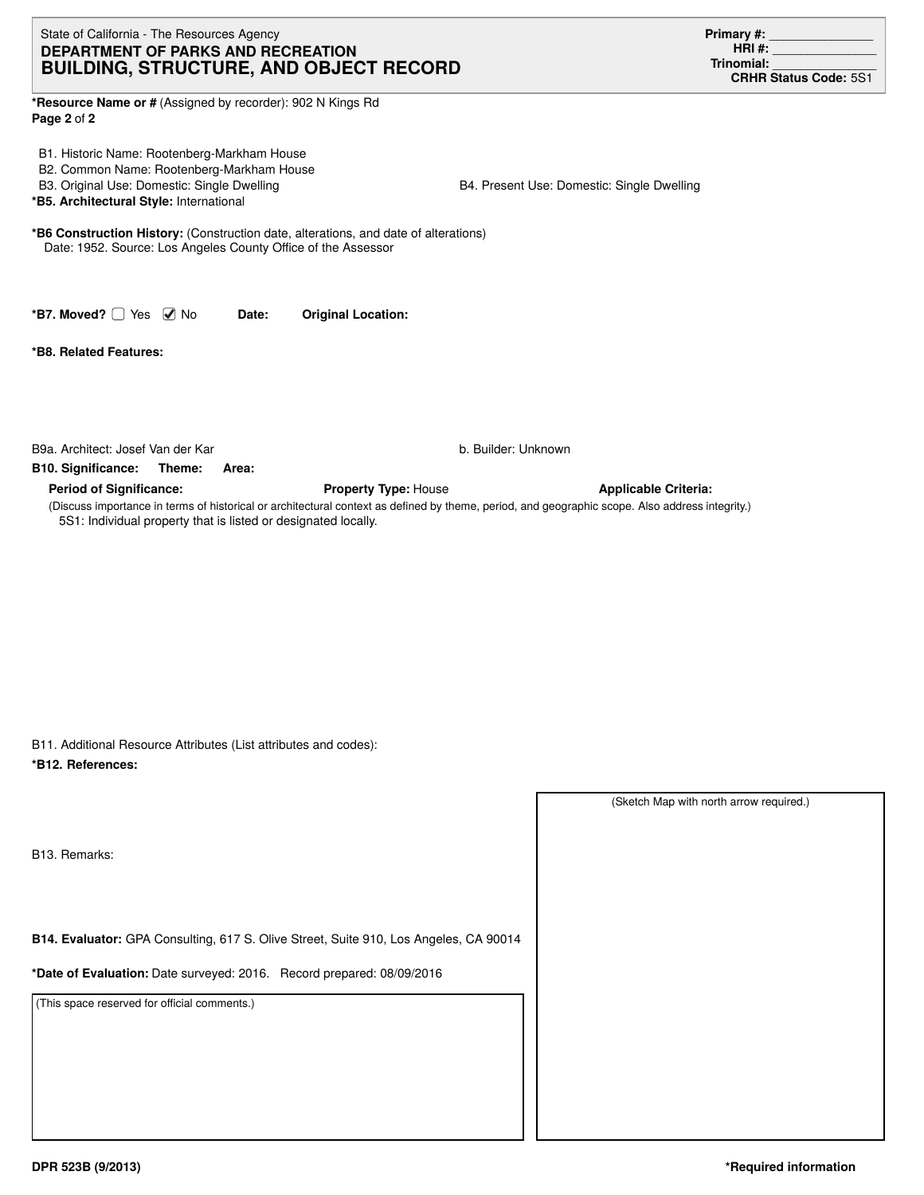State of California - The Resources Agency
**DEPARTMENT OF PARKS AND RECREATION**
# BUILDING, STRUCTURE, AND OBJECT RECORD

**Primary #:** _______________
**HRI #:** _______________
**Trinomial:** _______________
**CRHR Status Code:** 5S1

***Resource Name or #** (Assigned by recorder): 902 N Kings Rd
**Page 2** of **2**

B1. Historic Name: Rootenberg-Markham House
B2. Common Name: Rootenberg-Markham House
B3. Original Use: Domestic: Single Dwelling
B4. Present Use: Domestic: Single Dwelling
***B5. Architectural Style:** International

***B6 Construction History:** (Construction date, alterations, and date of alterations)
Date: 1952. Source: Los Angeles County Office of the Assessor

***B7. Moved?** ☐ Yes ☑ No **Date:** **Original Location:**

***B8. Related Features:**

B9a. Architect: Josef Van der Kar
b. Builder: Unknown

**B10. Significance:** **Theme:** **Area:**

**Period of Significance:** **Property Type:** House **Applicable Criteria:**

(Discuss importance in terms of historical or architectural context as defined by theme, period, and geographic scope. Also address integrity.)
5S1: Individual property that is listed or designated locally.

B11. Additional Resource Attributes (List attributes and codes):

***B12. References:**

B13. Remarks:

**B14. Evaluator:** GPA Consulting, 617 S. Olive Street, Suite 910, Los Angeles, CA 90014

***Date of Evaluation:** Date surveyed: 2016. Record prepared: 08/09/2016

(This space reserved for official comments.)

(Sketch Map with north arrow required.)

DPR 523B (9/2013)

*Required information